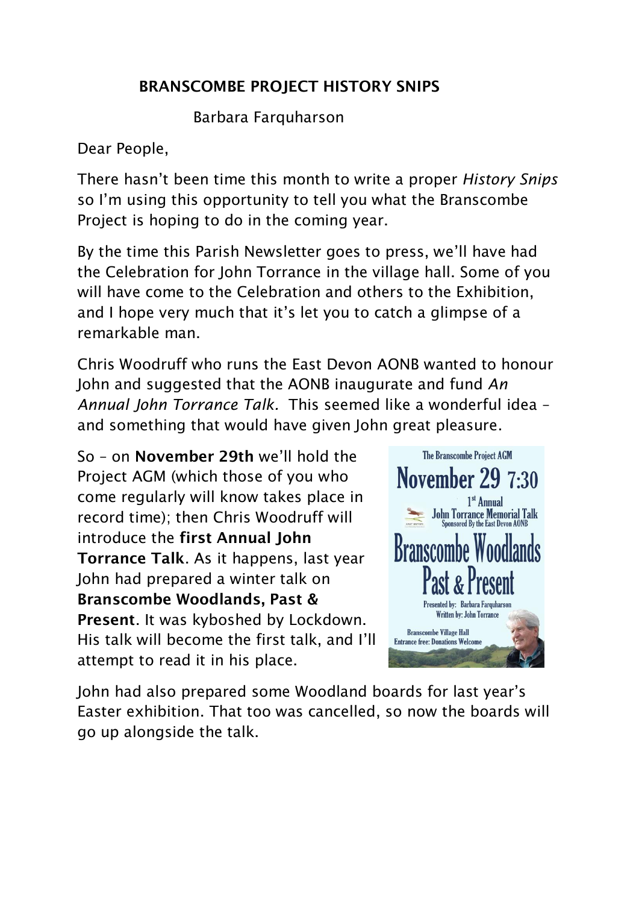# BRANSCOMBE PROJECT HISTORY SNIPS

Barbara Farquharson

Dear People,

There hasn't been time this month to write a proper *History Snips* so I'm using this opportunity to tell you what the Branscombe Project is hoping to do in the coming year.

By the time this Parish Newsletter goes to press, we'll have had the Celebration for John Torrance in the village hall. Some of you will have come to the Celebration and others to the Exhibition, and I hope very much that it's let you to catch a glimpse of a remarkable man.

Chris Woodruff who runs the East Devon AONB wanted to honour John and suggested that the AONB inaugurate and fund *An Annual John Torrance Talk.* This seemed like a wonderful idea – and something that would have given John great pleasure.

So – on **November 29th** we'll hold the Project AGM (which those of you who come regularly will know takes place in record time); then Chris Woodruff will introduce the **first Annual John Torrance Talk**. As it happens, last year John had prepared a winter talk on **Branscombe Woodlands, Past & Present**. It was kyboshed by Lockdown. His talk will become the first talk, and I'll attempt to read it in his place.

John had also prepared some Woodland boards for last year's Easter exhibition. That too was cancelled, so now the boards will go up alongside the talk.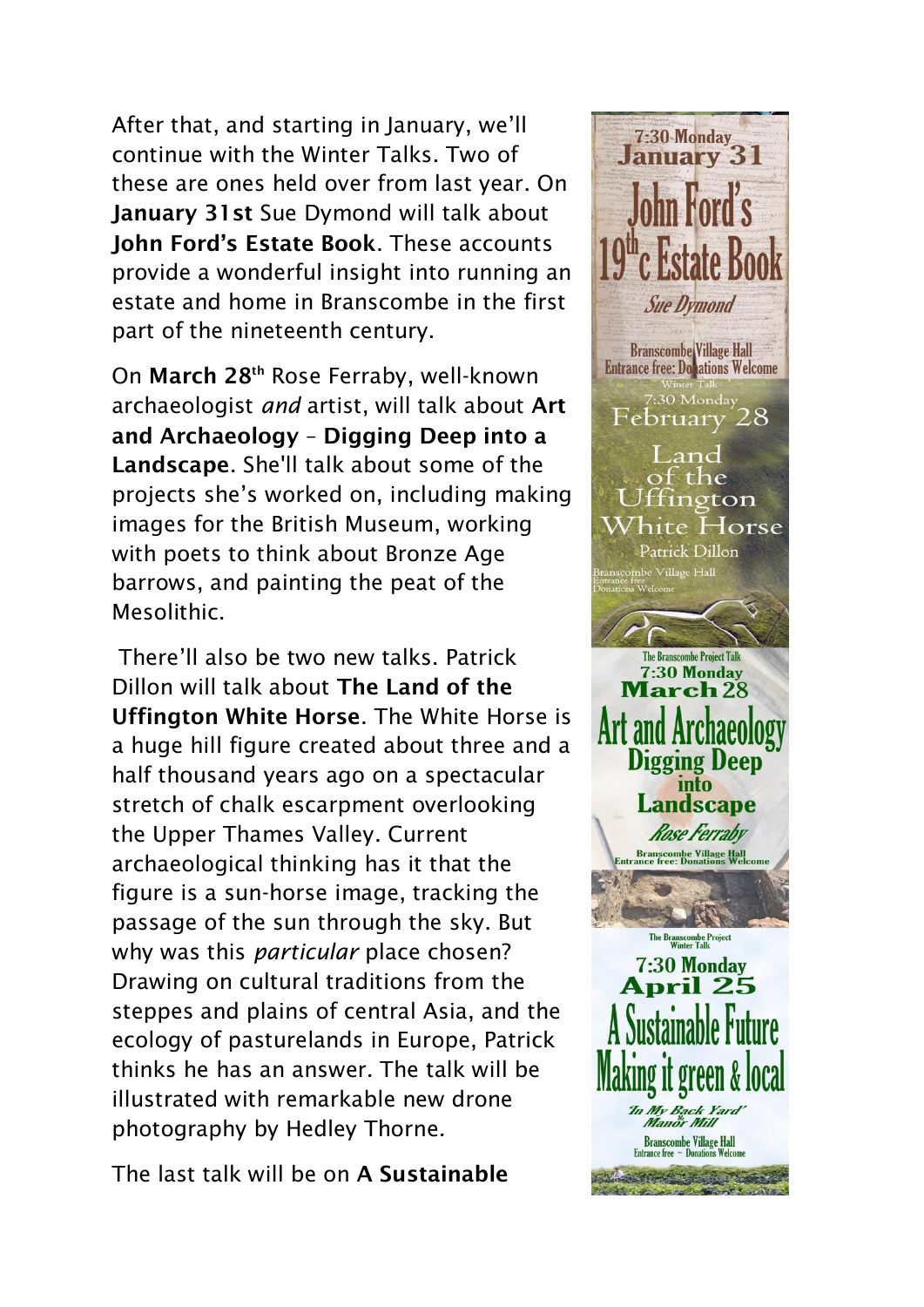After that, and starting in January, we'll continue with the Winter Talks. Two of these are ones held over from last year. On **January 31st** Sue Dymond will talk about **John Ford's Estate Book**. These accounts provide a wonderful insight into running an estate and home in Branscombe in the first part of the nineteenth century.

On **March 28th** Rose Ferraby, well-known archaeologist *and* artist, will talk about **Art and Archaeology – Digging Deep into a Landscape**. She'll talk about some of the projects she's worked on, including making images for the British Museum, working with poets to think about Bronze Age barrows, and painting the peat of the Mesolithic.

There'll also be two new talks. Patrick Dillon will talk about **The Land of the Uffington White Horse**. The White Horse is a huge hill figure created about three and a half thousand years ago on a spectacular stretch of chalk escarpment overlooking the Upper Thames Valley. Current archaeological thinking has it that the figure is a sun-horse image, tracking the passage of the sun through the sky. But why was this *particular* place chosen? Drawing on cultural traditions from the steppes and plains of central Asia, and the ecology of pasturelands in Europe, Patrick thinks he has an answer. The talk will be illustrated with remarkable new drone photography by Hedley Thorne.

The last talk will be on **A Sustainable**

7:30 Monday
January 31
John Ford's
19th c Estate Book
Sue Dymond
Branscombe Village Hall
Entrance free: Donations Welcome

Winter Talk
7:30 Monday
February 28
Land of the Uffington White Horse
Patrick Dillon
Branscombe Village Hall
Entrance free
Donations Welcome

The Branscombe Project Talk
7:30 Monday
March 28
Art and Archaeology
Digging Deep into Landscape
Rose Ferraby
Branscombe Village Hall
Entrance free: Donations Welcome

The Branscombe Project
Winter Talk
7:30 Monday
April 25
A Sustainable Future
Making it green & local
'In My Back Yard' & Manor Mill
Branscombe Village Hall
Entrance free ~ Donations Welcome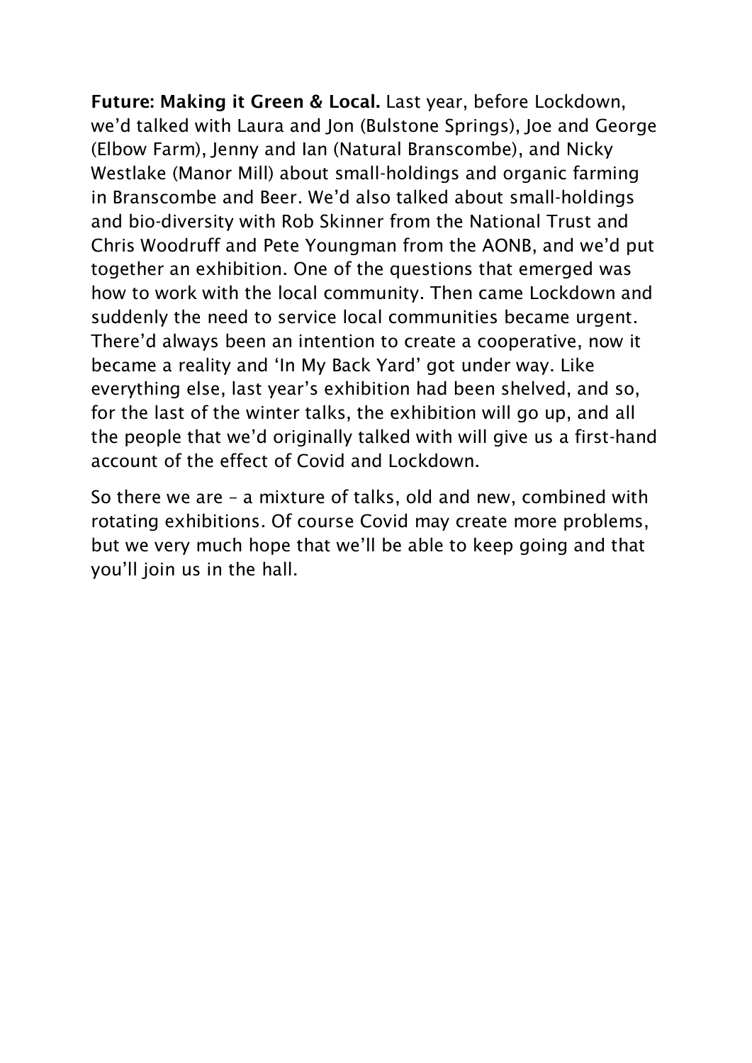**Future: Making it Green & Local.** Last year, before Lockdown, we'd talked with Laura and Jon (Bulstone Springs), Joe and George (Elbow Farm), Jenny and Ian (Natural Branscombe), and Nicky Westlake (Manor Mill) about small-holdings and organic farming in Branscombe and Beer. We'd also talked about small-holdings and bio-diversity with Rob Skinner from the National Trust and Chris Woodruff and Pete Youngman from the AONB, and we'd put together an exhibition. One of the questions that emerged was how to work with the local community. Then came Lockdown and suddenly the need to service local communities became urgent. There'd always been an intention to create a cooperative, now it became a reality and 'In My Back Yard' got under way. Like everything else, last year's exhibition had been shelved, and so, for the last of the winter talks, the exhibition will go up, and all the people that we'd originally talked with will give us a first-hand account of the effect of Covid and Lockdown.

So there we are – a mixture of talks, old and new, combined with rotating exhibitions. Of course Covid may create more problems, but we very much hope that we'll be able to keep going and that you'll join us in the hall.